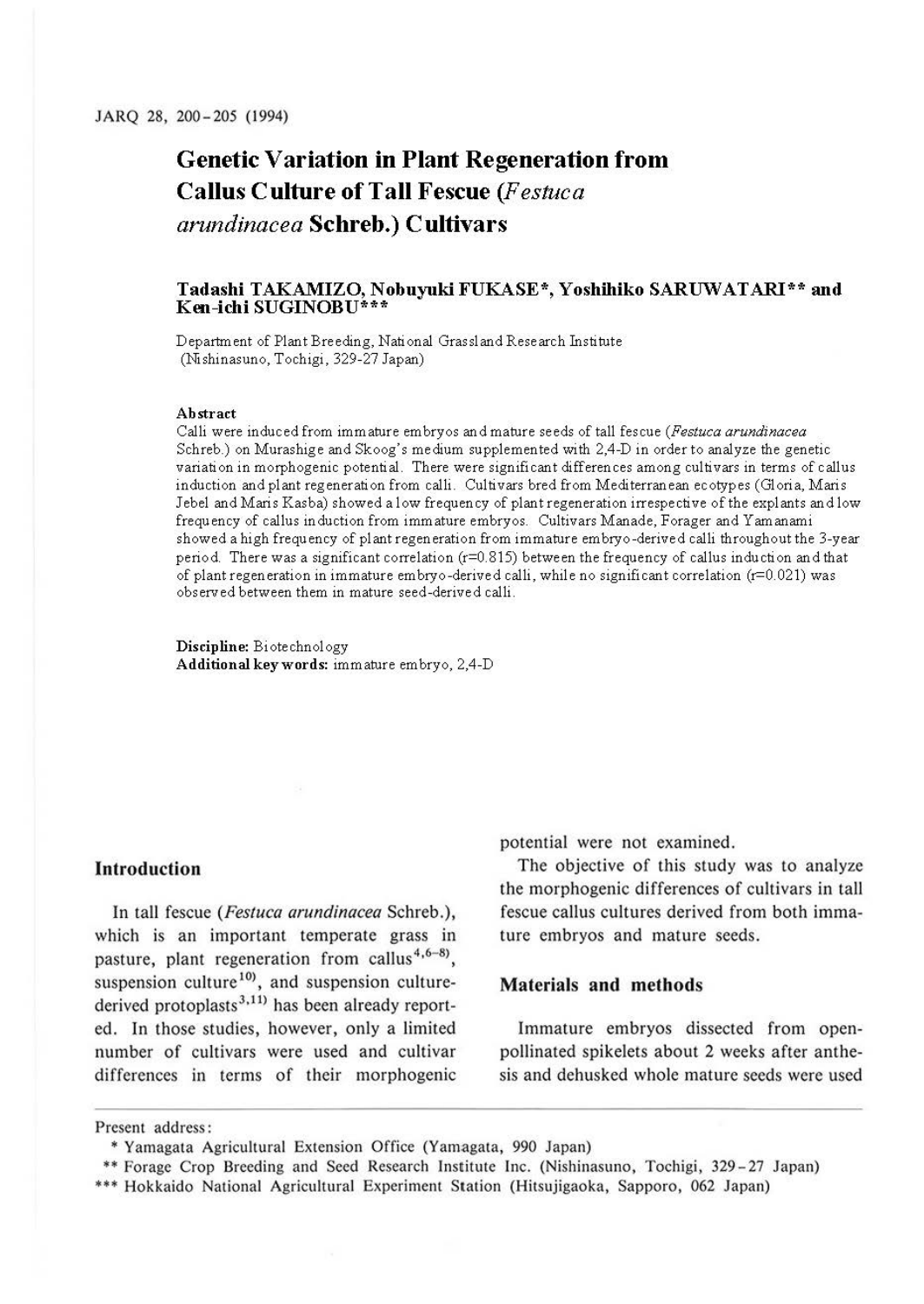# Genetic Variation in Plant Regeneration from Callus Culture of Tall Fescue (*Festuca arundinacea* Schreb.) Cultivars

**Tadashi TAKAMIZO, Nobuyuki FUKASE*, Yoshihiko SARUWATARI** and Ken-ichi SUGINOBU*****

Department of Plant Breeding, National Grassland Research Institute (Nishinasuno, Tochigi, 329-27 Japan)

### Abstract

Calli were induced from immature embryos and mature seeds of tall fescue (*Festuca arundinacea* Schreb.) on Murashige and Skoog's medium supplemented with 2,4-D in order to analyze the genetic variation in morphogenic potential. There were significant differences among cultivars in terms of callus induction and plant regeneration from calli. Cultivars bred from Mediterranean ecotypes (Gloria, Maris Jebel and Maris Kasba) showed a low frequency of plant regeneration irrespective of the explants and low frequency of callus induction from immature embryos. Cultivars Manade, Forager and Yamanami showed a high frequency of plant regeneration from immature embryo-derived calli throughout the 3-year period. There was a significant correlation ($r=0.815$) between the frequency of callus induction and that of plant regeneration in immature embryo-derived calli, while no significant correlation ($r=0.021$) was observed between them in mature seed-derived calli.

**Discipline:** Biotechnology
**Additional key words:** immature embryo, 2,4-D

## Introduction

In tall fescue (*Festuca arundinacea* Schreb.), which is an important temperate grass in pasture, plant regeneration from callus[4,6–8], suspension culture[10], and suspension culture-derived protoplasts[3,11] has been already reported. In those studies, however, only a limited number of cultivars were used and cultivar differences in terms of their morphogenic potential were not examined.

The objective of this study was to analyze the morphogenic differences of cultivars in tall fescue callus cultures derived from both immature embryos and mature seeds.

## Materials and methods

Immature embryos dissected from open-pollinated spikelets about 2 weeks after anthesis and dehusked whole mature seeds were used

---

Present address:
* Yamagata Agricultural Extension Office (Yamagata, 990 Japan)
** Forage Crop Breeding and Seed Research Institute Inc. (Nishinasuno, Tochigi, 329-27 Japan)
*** Hokkaido National Agricultural Experiment Station (Hitsujigaoka, Sapporo, 062 Japan)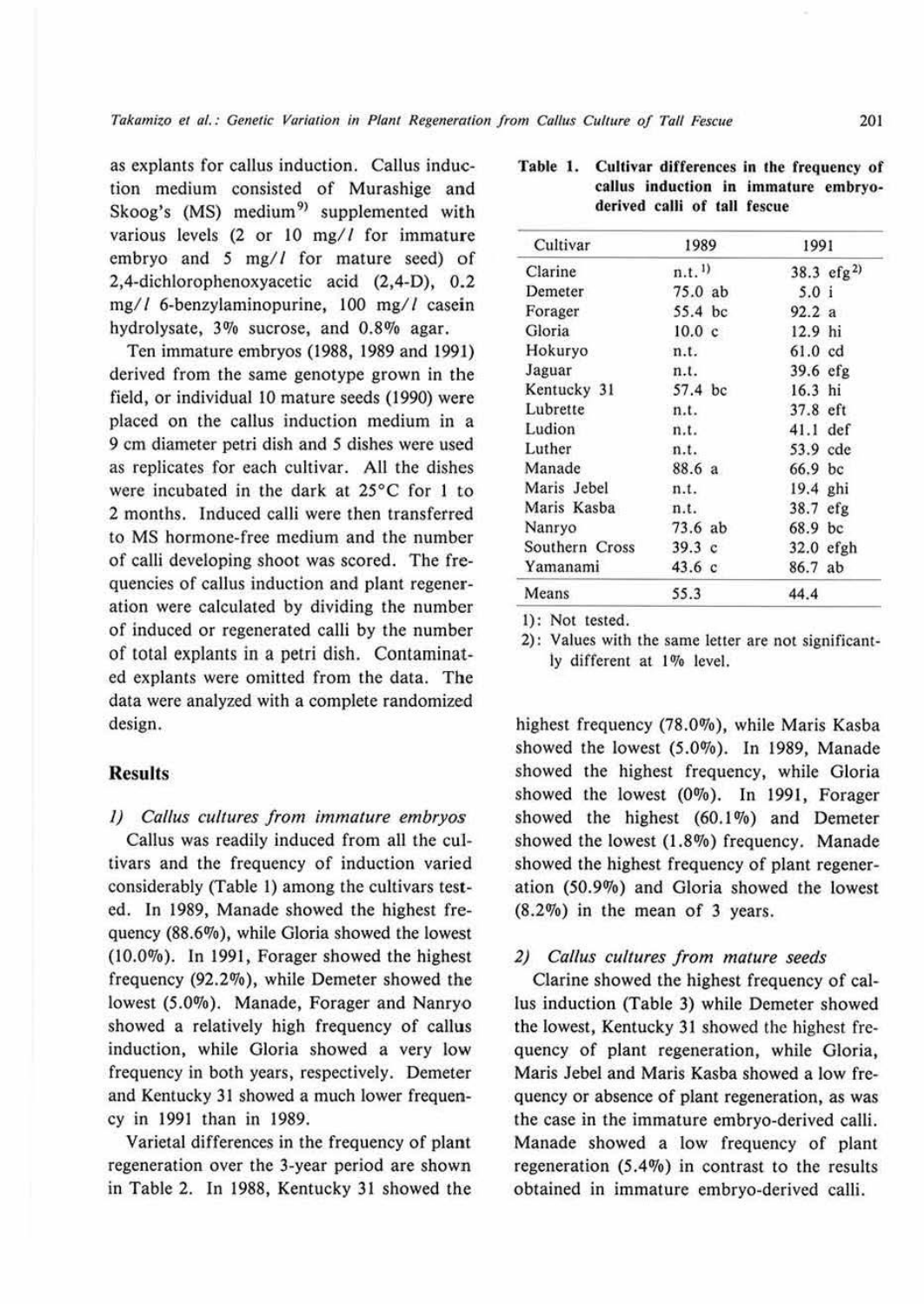as explants for callus induction. Callus induction medium consisted of Murashige and Skoog's (MS) medium[9] supplemented with various levels (2 or 10 mg/l for immature embryo and 5 mg/l for mature seed) of 2,4-dichlorophenoxyacetic acid (2,4-D), 0.2 mg/l 6-benzylaminopurine, 100 mg/l casein hydrolysate, 3% sucrose, and 0.8% agar.

Ten immature embryos (1988, 1989 and 1991) derived from the same genotype grown in the field, or individual 10 mature seeds (1990) were placed on the callus induction medium in a 9 cm diameter petri dish and 5 dishes were used as replicates for each cultivar. All the dishes were incubated in the dark at 25°C for 1 to 2 months. Induced calli were then transferred to MS hormone-free medium and the number of calli developing shoot was scored. The frequencies of callus induction and plant regeneration were calculated by dividing the number of induced or regenerated calli by the number of total explants in a petri dish. Contaminated explants were omitted from the data. The data were analyzed with a complete randomized design.

## Results

### 1) *Callus cultures from immature embryos*

Callus was readily induced from all the cultivars and the frequency of induction varied considerably (Table 1) among the cultivars tested. In 1989, Manade showed the highest frequency (88.6%), while Gloria showed the lowest (10.0%). In 1991, Forager showed the highest frequency (92.2%), while Demeter showed the lowest (5.0%). Manade, Forager and Nanryo showed a relatively high frequency of callus induction, while Gloria showed a very low frequency in both years, respectively. Demeter and Kentucky 31 showed a much lower frequency in 1991 than in 1989.

Varietal differences in the frequency of plant regeneration over the 3-year period are shown in Table 2. In 1988, Kentucky 31 showed the highest frequency (78.0%), while Maris Kasba showed the lowest (5.0%). In 1989, Manade showed the highest frequency, while Gloria showed the lowest (0%). In 1991, Forager showed the highest (60.1%) and Demeter showed the lowest (1.8%) frequency. Manade showed the highest frequency of plant regeneration (50.9%) and Gloria showed the lowest (8.2%) in the mean of 3 years.

**Table 1. Cultivar differences in the frequency of callus induction in immature embryo-derived calli of tall fescue**

| Cultivar | 1989 | 1991 |
|---|---|---|
| Clarine | n.t.[1] | 38.3 efg[2] |
| Demeter | 75.0 ab | 5.0 i |
| Forager | 55.4 bc | 92.2 a |
| Gloria | 10.0 c | 12.9 hi |
| Hokuryo | n.t. | 61.0 cd |
| Jaguar | n.t. | 39.6 efg |
| Kentucky 31 | 57.4 bc | 16.3 hi |
| Lubrette | n.t. | 37.8 eft |
| Ludion | n.t. | 41.1 def |
| Luther | n.t. | 53.9 cde |
| Manade | 88.6 a | 66.9 bc |
| Maris Jebel | n.t. | 19.4 ghi |
| Maris Kasba | n.t. | 38.7 efg |
| Nanryo | 73.6 ab | 68.9 bc |
| Southern Cross | 39.3 c | 32.0 efgh |
| Yamanami | 43.6 c | 86.7 ab |
| Means | 55.3 | 44.4 |

1): Not tested.
2): Values with the same letter are not significantly different at 1% level.

### 2) *Callus cultures from mature seeds*

Clarine showed the highest frequency of callus induction (Table 3) while Demeter showed the lowest, Kentucky 31 showed the highest frequency of plant regeneration, while Gloria, Maris Jebel and Maris Kasba showed a low frequency or absence of plant regeneration, as was the case in the immature embryo-derived calli. Manade showed a low frequency of plant regeneration (5.4%) in contrast to the results obtained in immature embryo-derived calli.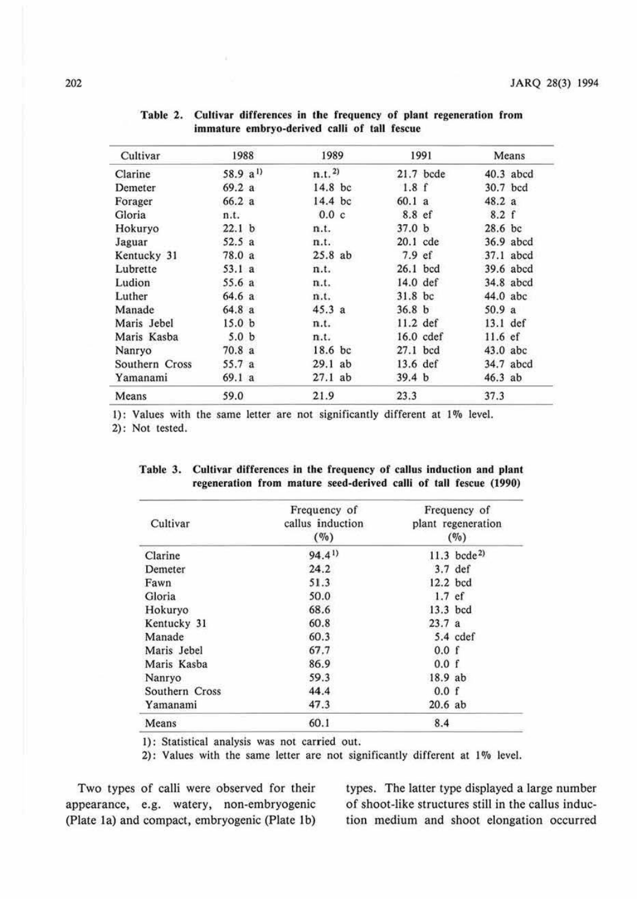**Table 2. Cultivar differences in the frequency of plant regeneration from immature embryo-derived calli of tall fescue**

| Cultivar | 1988 | 1989 | 1991 | Means |
|---|---|---|---|---|
| Clarine | 58.9 a[1)] | n.t.[2)] | 21.7 bcde | 40.3 abcd |
| Demeter | 69.2 a | 14.8 bc | 1.8 f | 30.7 bcd |
| Forager | 66.2 a | 14.4 bc | 60.1 a | 48.2 a |
| Gloria | n.t. | 0.0 c | 8.8 ef | 8.2 f |
| Hokuryo | 22.1 b | n.t. | 37.0 b | 28.6 bc |
| Jaguar | 52.5 a | n.t. | 20.1 cde | 36.9 abcd |
| Kentucky 31 | 78.0 a | 25.8 ab | 7.9 ef | 37.1 abcd |
| Lubrette | 53.1 a | n.t. | 26.1 bcd | 39.6 abcd |
| Ludion | 55.6 a | n.t. | 14.0 def | 34.8 abcd |
| Luther | 64.6 a | n.t. | 31.8 bc | 44.0 abc |
| Manade | 64.8 a | 45.3 a | 36.8 b | 50.9 a |
| Maris Jebel | 15.0 b | n.t. | 11.2 def | 13.1 def |
| Maris Kasba | 5.0 b | n.t. | 16.0 cdef | 11.6 ef |
| Nanryo | 70.8 a | 18.6 bc | 27.1 bcd | 43.0 abc |
| Southern Cross | 55.7 a | 29.1 ab | 13.6 def | 34.7 abcd |
| Yamanami | 69.1 a | 27.1 ab | 39.4 b | 46.3 ab |
| Means | 59.0 | 21.9 | 23.3 | 37.3 |

1): Values with the same letter are not significantly different at 1% level.
2): Not tested.

**Table 3. Cultivar differences in the frequency of callus induction and plant regeneration from mature seed-derived calli of tall fescue (1990)**

| Cultivar | Frequency of callus induction (%) | Frequency of plant regeneration (%) |
|---|---|---|
| Clarine | 94.4[1)] | 11.3 bcde[2)] |
| Demeter | 24.2 | 3.7 def |
| Fawn | 51.3 | 12.2 bcd |
| Gloria | 50.0 | 1.7 ef |
| Hokuryo | 68.6 | 13.3 bcd |
| Kentucky 31 | 60.8 | 23.7 a |
| Manade | 60.3 | 5.4 cdef |
| Maris Jebel | 67.7 | 0.0 f |
| Maris Kasba | 86.9 | 0.0 f |
| Nanryo | 59.3 | 18.9 ab |
| Southern Cross | 44.4 | 0.0 f |
| Yamanami | 47.3 | 20.6 ab |
| Means | 60.1 | 8.4 |

1): Statistical analysis was not carried out.
2): Values with the same letter are not significantly different at 1% level.

Two types of calli were observed for their appearance, e.g. watery, non-embryogenic (Plate 1a) and compact, embryogenic (Plate 1b) types. The latter type displayed a large number of shoot-like structures still in the callus induction medium and shoot elongation occurred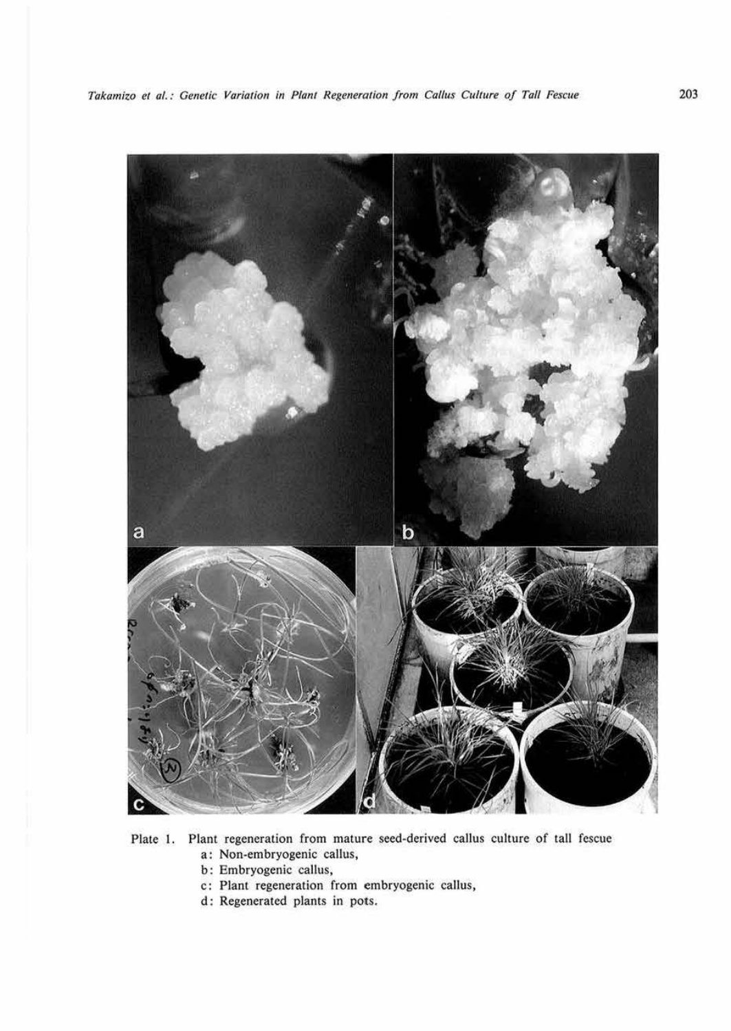Plate 1. Plant regeneration from mature seed-derived callus culture of tall fescue

a: Non-embryogenic callus,

b: Embryogenic callus,

c: Plant regeneration from embryogenic callus,

d: Regenerated plants in pots.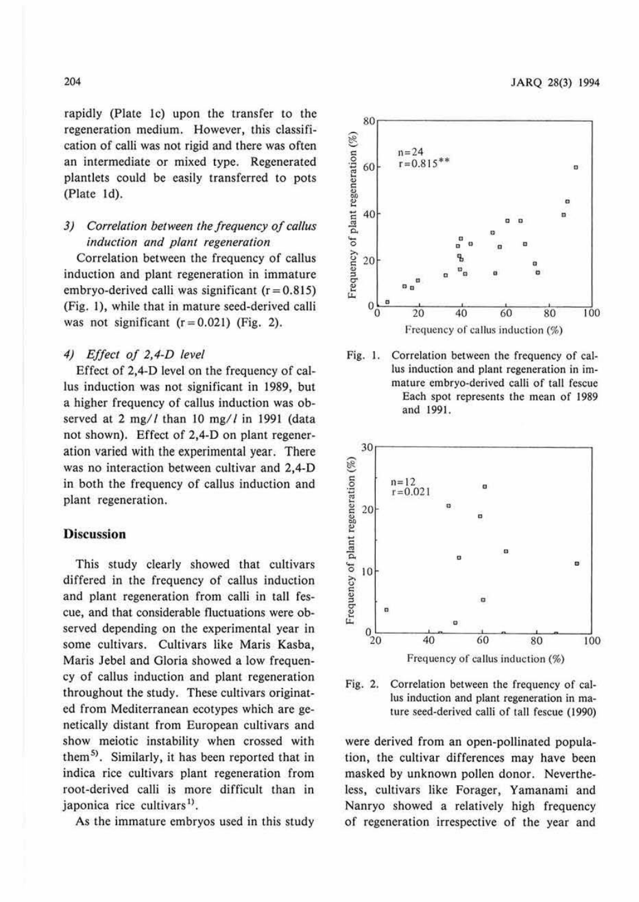rapidly (Plate 1c) upon the transfer to the regeneration medium. However, this classification of calli was not rigid and there was often an intermediate or mixed type. Regenerated plantlets could be easily transferred to pots (Plate 1d).

### 3) *Correlation between the frequency of callus induction and plant regeneration*

Correlation between the frequency of callus induction and plant regeneration in immature embryo-derived calli was significant ($r = 0.815$) (Fig. 1), while that in mature seed-derived calli was not significant ($r = 0.021$) (Fig. 2).

### 4) *Effect of 2,4-D level*

Effect of 2,4-D level on the frequency of callus induction was not significant in 1989, but a higher frequency of callus induction was observed at 2 mg/*l* than 10 mg/*l* in 1991 (data not shown). Effect of 2,4-D on plant regeneration varied with the experimental year. There was no interaction between cultivar and 2,4-D in both the frequency of callus induction and plant regeneration.

Fig. 1. Correlation between the frequency of callus induction and plant regeneration in immature embryo-derived calli of tall fescue. Each spot represents the mean of 1989 and 1991.

Fig. 2. Correlation between the frequency of callus induction and plant regeneration in mature seed-derived calli of tall fescue (1990)

## Discussion

This study clearly showed that cultivars differed in the frequency of callus induction and plant regeneration from calli in tall fescue, and that considerable fluctuations were observed depending on the experimental year in some cultivars. Cultivars like Maris Kasba, Maris Jebel and Gloria showed a low frequency of callus induction and plant regeneration throughout the study. These cultivars originated from Mediterranean ecotypes which are genetically distant from European cultivars and show meiotic instability when crossed with them[5]. Similarly, it has been reported that in indica rice cultivars plant regeneration from root-derived calli is more difficult than in japonica rice cultivars[1].

As the immature embryos used in this study were derived from an open-pollinated population, the cultivar differences may have been masked by unknown pollen donor. Nevertheless, cultivars like Forager, Yamanami and Nanryo showed a relatively high frequency of regeneration irrespective of the year and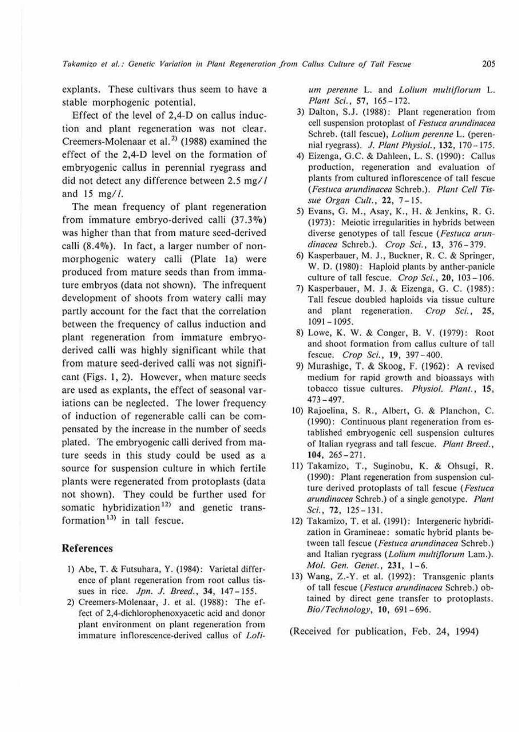explants. These cultivars thus seem to have a stable morphogenic potential.

Effect of the level of 2,4-D on callus induction and plant regeneration was not clear. Creemers-Molenaar et al.[2] (1988) examined the effect of the 2,4-D level on the formation of embryogenic callus in perennial ryegrass and did not detect any difference between 2.5 mg/*l* and 15 mg/*l*.

The mean frequency of plant regeneration from immature embryo-derived calli (37.3%) was higher than that from mature seed-derived calli (8.4%). In fact, a larger number of nonmorphogenic watery calli (Plate 1a) were produced from mature seeds than from immature embryos (data not shown). The infrequent development of shoots from watery calli may partly account for the fact that the correlation between the frequency of callus induction and plant regeneration from immature embryo-derived calli was highly significant while that from mature seed-derived calli was not significant (Figs. 1, 2). However, when mature seeds are used as explants, the effect of seasonal variations can be neglected. The lower frequency of induction of regenerable calli can be compensated by the increase in the number of seeds plated. The embryogenic calli derived from mature seeds in this study could be used as a source for suspension culture in which fertile plants were regenerated from protoplasts (data not shown). They could be further used for somatic hybridization[12] and genetic transformation[13] in tall fescue.

## References

1) Abe, T. & Futsuhara, Y. (1984): Varietal difference of plant regeneration from root callus tissues in rice. *Jpn. J. Breed.*, **34**, 147–155.
2) Creemers-Molenaar, J. et al. (1988): The effect of 2,4-dichlorophenoxyacetic acid and donor plant environment on plant regeneration from immature inflorescence-derived callus of *Lolium perenne* L. and *Lolium multiflorum* L. *Plant Sci.*, **57**, 165–172.
3) Dalton, S.J. (1988): Plant regeneration from cell suspension protoplast of *Festuca arundinacea* Schreb. (tall fescue), *Lolium perenne* L. (perennial ryegrass). *J. Plant Physiol.*, **132**, 170–175.
4) Eizenga, G.C. & Dahleen, L. S. (1990): Callus production, regeneration and evaluation of plants from cultured inflorescence of tall fescue (*Festuca arundinacea* Schreb.). *Plant Cell Tissue Organ Cult.*, **22**, 7–15.
5) Evans, G. M., Asay, K., H. & Jenkins, R. G. (1973): Meiotic irregularities in hybrids between diverse genotypes of tall fescue (*Festuca arundinacea* Schreb.). *Crop Sci.*, **13**, 376–379.
6) Kasperbauer, M. J., Buckner, R. C. & Springer, W. D. (1980): Haploid plants by anther-panicle culture of tall fescue. *Crop Sci.*, **20**, 103–106.
7) Kasperbauer, M. J. & Eizenga, G. C. (1985): Tall fescue doubled haploids via tissue culture and plant regeneration. *Crop Sci.*, **25**, 1091–1095.
8) Lowe, K. W. & Conger, B. V. (1979): Root and shoot formation from callus culture of tall fescue. *Crop Sci.*, **19**, 397–400.
9) Murashige, T. & Skoog, F. (1962): A revised medium for rapid growth and bioassays with tobacco tissue cultures. *Physiol. Plant.*, **15**, 473–497.
10) Rajoelina, S. R., Albert, G. & Planchon, C. (1990): Continuous plant regeneration from established embryogenic cell suspension cultures of Italian ryegrass and tall fescue. *Plant Breed.*, **104**, 265–271.
11) Takamizo, T., Suginobu, K. & Ohsugi, R. (1990): Plant regeneration from suspension culture derived protoplasts of tall fescue (*Festuca arundinacea* Schreb.) of a single genotype. *Plant Sci.*, **72**, 125–131.
12) Takamizo, T. et al. (1991): Intergeneric hybridization in Gramineae: somatic hybrid plants between tall fescue (*Festuca arundinacea* Schreb.) and Italian ryegrass (*Lolium multiflorum* Lam.). *Mol. Gen. Genet.*, **231**, 1–6.
13) Wang, Z.-Y. et al. (1992): Transgenic plants of tall fescue (*Festuca arundinacea* Schreb.) obtained by direct gene transfer to protoplasts. *Bio/Technology*, **10**, 691–696.

(Received for publication, Feb. 24, 1994)